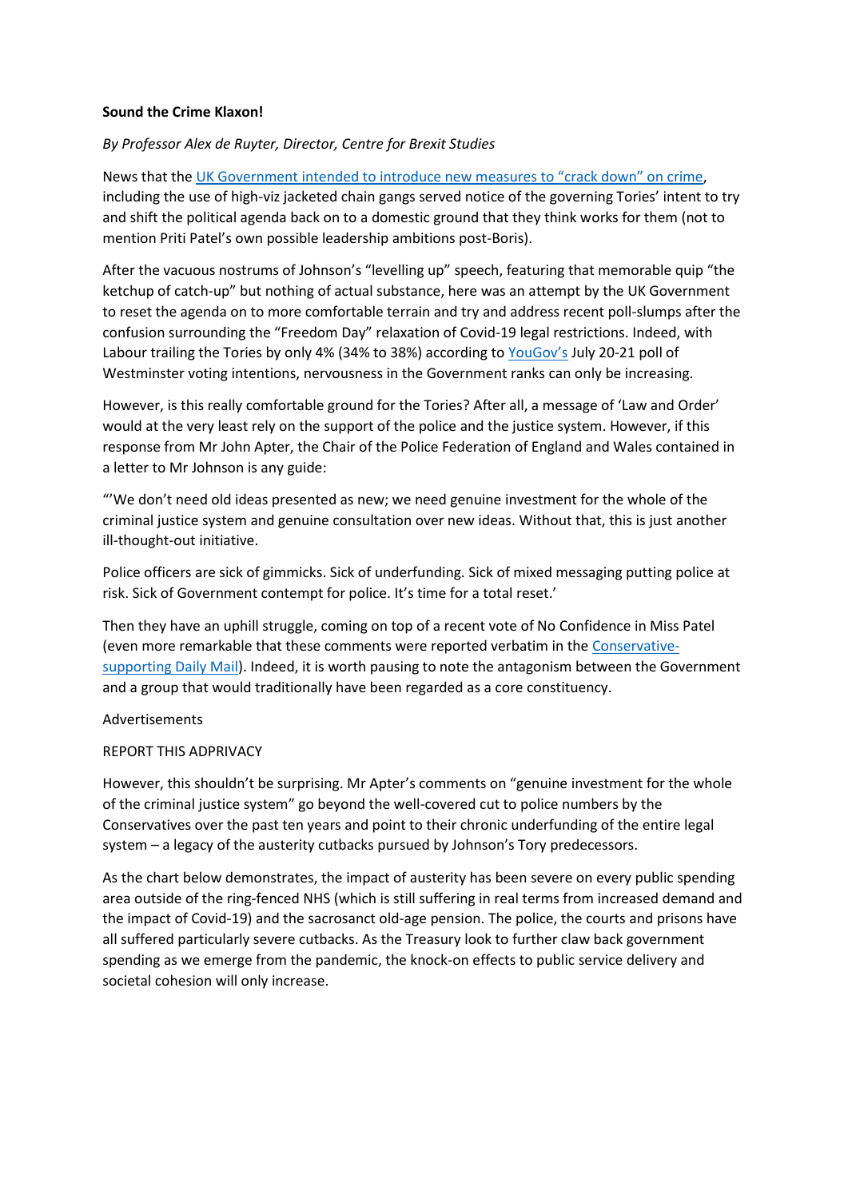**Sound the Crime Klaxon!**

*By Professor Alex de Ruyter, Director, Centre for Brexit Studies*

News that the UK Government intended to introduce new measures to "crack down" on crime, including the use of high-viz jacketed chain gangs served notice of the governing Tories' intent to try and shift the political agenda back on to a domestic ground that they think works for them (not to mention Priti Patel's own possible leadership ambitions post-Boris).

After the vacuous nostrums of Johnson's "levelling up" speech, featuring that memorable quip "the ketchup of catch-up" but nothing of actual substance, here was an attempt by the UK Government to reset the agenda on to more comfortable terrain and try and address recent poll-slumps after the confusion surrounding the "Freedom Day" relaxation of Covid-19 legal restrictions. Indeed, with Labour trailing the Tories by only 4% (34% to 38%) according to YouGov's July 20-21 poll of Westminster voting intentions, nervousness in the Government ranks can only be increasing.

However, is this really comfortable ground for the Tories? After all, a message of 'Law and Order' would at the very least rely on the support of the police and the justice system. However, if this response from Mr John Apter, the Chair of the Police Federation of England and Wales contained in a letter to Mr Johnson is any guide:

"'We don't need old ideas presented as new; we need genuine investment for the whole of the criminal justice system and genuine consultation over new ideas. Without that, this is just another ill-thought-out initiative.

Police officers are sick of gimmicks. Sick of underfunding. Sick of mixed messaging putting police at risk. Sick of Government contempt for police. It's time for a total reset.'

Then they have an uphill struggle, coming on top of a recent vote of No Confidence in Miss Patel (even more remarkable that these comments were reported verbatim in the Conservative-supporting Daily Mail). Indeed, it is worth pausing to note the antagonism between the Government and a group that would traditionally have been regarded as a core constituency.

Advertisements

REPORT THIS ADPRIVACY

However, this shouldn't be surprising. Mr Apter's comments on "genuine investment for the whole of the criminal justice system" go beyond the well-covered cut to police numbers by the Conservatives over the past ten years and point to their chronic underfunding of the entire legal system – a legacy of the austerity cutbacks pursued by Johnson's Tory predecessors.

As the chart below demonstrates, the impact of austerity has been severe on every public spending area outside of the ring-fenced NHS (which is still suffering in real terms from increased demand and the impact of Covid-19) and the sacrosanct old-age pension. The police, the courts and prisons have all suffered particularly severe cutbacks. As the Treasury look to further claw back government spending as we emerge from the pandemic, the knock-on effects to public service delivery and societal cohesion will only increase.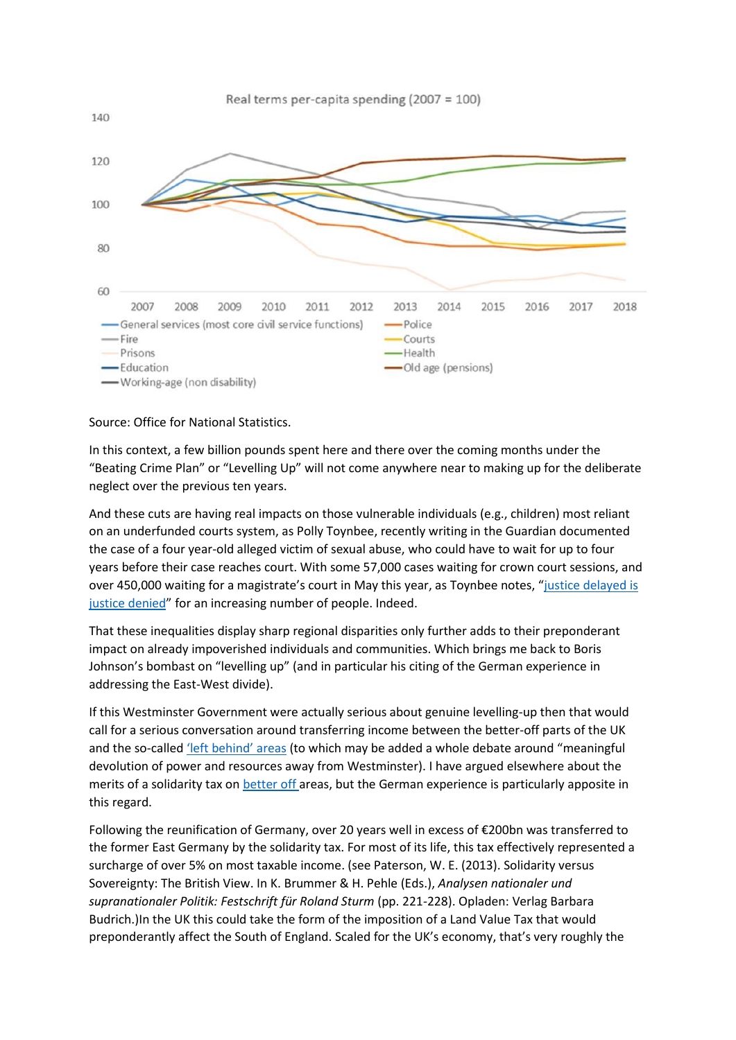Real terms per-capita spending (2007 = 100)

Source: Office for National Statistics.

In this context, a few billion pounds spent here and there over the coming months under the "Beating Crime Plan" or "Levelling Up" will not come anywhere near to making up for the deliberate neglect over the previous ten years.

And these cuts are having real impacts on those vulnerable individuals (e.g., children) most reliant on an underfunded courts system, as Polly Toynbee, recently writing in the Guardian documented the case of a four year-old alleged victim of sexual abuse, who could have to wait for up to four years before their case reaches court. With some 57,000 cases waiting for crown court sessions, and over 450,000 waiting for a magistrate's court in May this year, as Toynbee notes, "justice delayed is justice denied" for an increasing number of people. Indeed.

That these inequalities display sharp regional disparities only further adds to their preponderant impact on already impoverished individuals and communities. Which brings me back to Boris Johnson's bombast on "levelling up" (and in particular his citing of the German experience in addressing the East-West divide).

If this Westminster Government were actually serious about genuine levelling-up then that would call for a serious conversation around transferring income between the better-off parts of the UK and the so-called 'left behind' areas (to which may be added a whole debate around "meaningful devolution of power and resources away from Westminster). I have argued elsewhere about the merits of a solidarity tax on better off areas, but the German experience is particularly apposite in this regard.

Following the reunification of Germany, over 20 years well in excess of €200bn was transferred to the former East Germany by the solidarity tax. For most of its life, this tax effectively represented a surcharge of over 5% on most taxable income. (see Paterson, W. E. (2013). Solidarity versus Sovereignty: The British View. In K. Brummer & H. Pehle (Eds.), *Analysen nationaler und supranationaler Politik: Festschrift für Roland Sturm* (pp. 221-228). Opladen: Verlag Barbara Budrich.)In the UK this could take the form of the imposition of a Land Value Tax that would preponderantly affect the South of England. Scaled for the UK's economy, that's very roughly the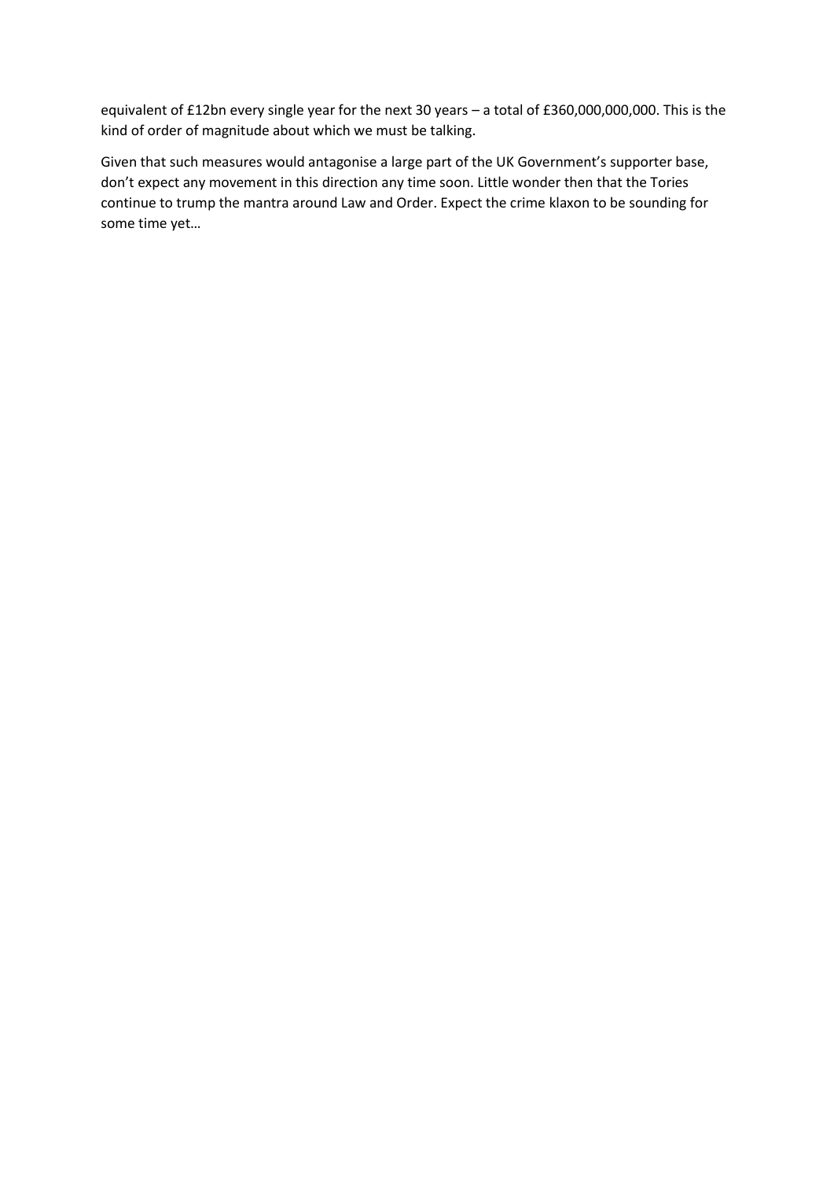equivalent of £12bn every single year for the next 30 years – a total of £360,000,000,000. This is the kind of order of magnitude about which we must be talking.

Given that such measures would antagonise a large part of the UK Government's supporter base, don't expect any movement in this direction any time soon. Little wonder then that the Tories continue to trump the mantra around Law and Order. Expect the crime klaxon to be sounding for some time yet…